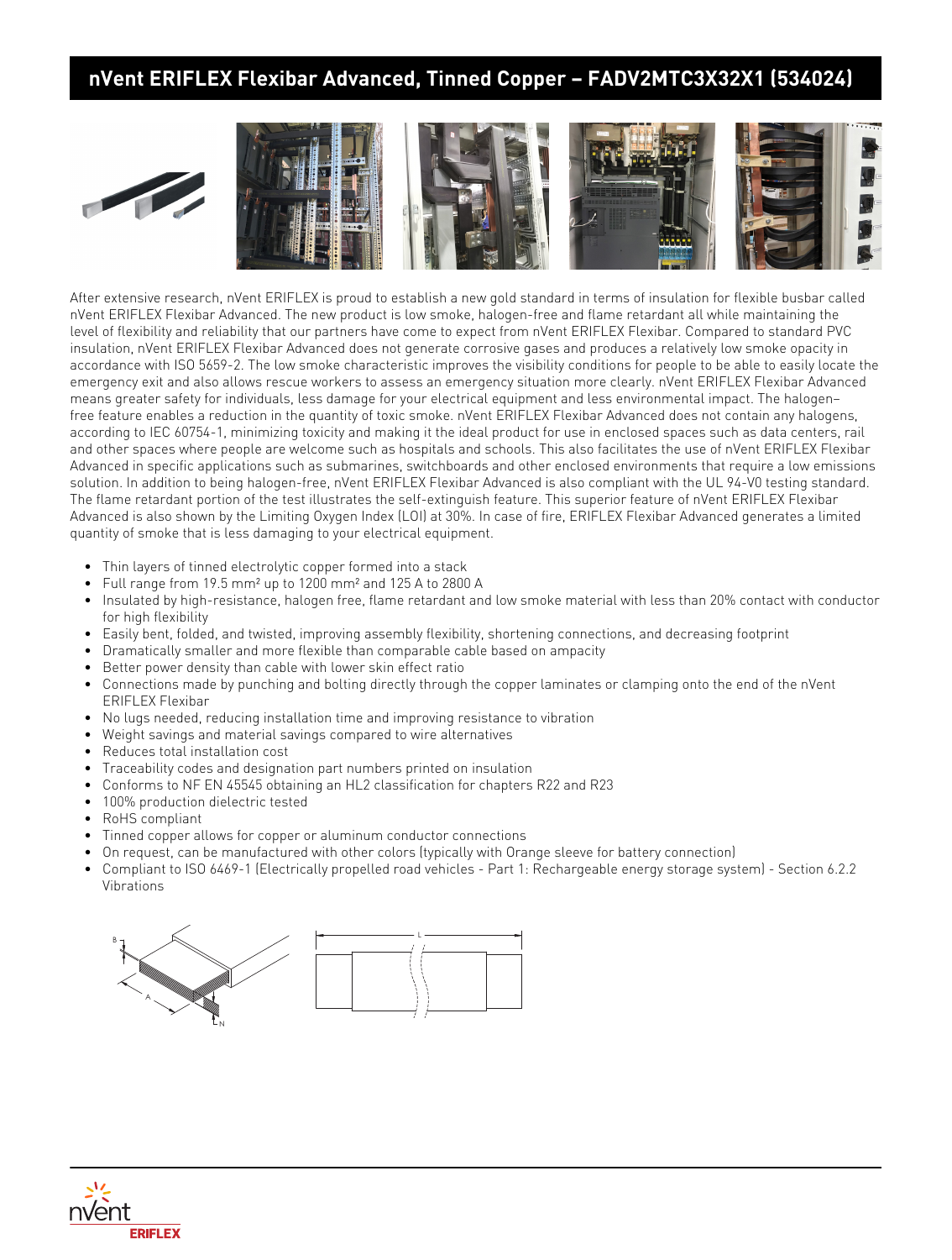# nVent ERIFLEX Flexibar Advanced, Tinned Copper – FADV2MTC3X32X1 (534024)

After extensive research, nVent ERIFLEX is proud to establish a new gold standard in terms of insulation for flexible busbar called nVent ERIFLEX Flexibar Advanced. The new product is low smoke, halogen-free and flame retardant all while maintaining the level of flexibility and reliability that our partners have come to expect from nVent ERIFLEX Flexibar. Compared to standard PVC insulation, nVent ERIFLEX Flexibar Advanced does not generate corrosive gases and produces a relatively low smoke opacity in accordance with ISO 5659-2. The low smoke characteristic improves the visibility conditions for people to be able to easily locate the emergency exit and also allows rescue workers to assess an emergency situation more clearly. nVent ERIFLEX Flexibar Advanced means greater safety for individuals, less damage for your electrical equipment and less environmental impact. The halogen–free feature enables a reduction in the quantity of toxic smoke. nVent ERIFLEX Flexibar Advanced does not contain any halogens, according to IEC 60754-1, minimizing toxicity and making it the ideal product for use in enclosed spaces such as data centers, rail and other spaces where people are welcome such as hospitals and schools. This also facilitates the use of nVent ERIFLEX Flexibar Advanced in specific applications such as submarines, switchboards and other enclosed environments that require a low emissions solution. In addition to being halogen-free, nVent ERIFLEX Flexibar Advanced is also compliant with the UL 94-V0 testing standard. The flame retardant portion of the test illustrates the self-extinguish feature. This superior feature of nVent ERIFLEX Flexibar Advanced is also shown by the Limiting Oxygen Index (LOI) at 30%. In case of fire, ERIFLEX Flexibar Advanced generates a limited quantity of smoke that is less damaging to your electrical equipment.

- Thin layers of tinned electrolytic copper formed into a stack
- Full range from 19.5 mm² up to 1200 mm² and 125 A to 2800 A
- Insulated by high-resistance, halogen free, flame retardant and low smoke material with less than 20% contact with conductor for high flexibility
- Easily bent, folded, and twisted, improving assembly flexibility, shortening connections, and decreasing footprint
- Dramatically smaller and more flexible than comparable cable based on ampacity
- Better power density than cable with lower skin effect ratio
- Connections made by punching and bolting directly through the copper laminates or clamping onto the end of the nVent ERIFLEX Flexibar
- No lugs needed, reducing installation time and improving resistance to vibration
- Weight savings and material savings compared to wire alternatives
- Reduces total installation cost
- Traceability codes and designation part numbers printed on insulation
- Conforms to NF EN 45545 obtaining an HL2 classification for chapters R22 and R23
- 100% production dielectric tested
- RoHS compliant
- Tinned copper allows for copper or aluminum conductor connections
- On request, can be manufactured with other colors (typically with Orange sleeve for battery connection)
- Compliant to ISO 6469-1 (Electrically propelled road vehicles - Part 1: Rechargeable energy storage system) - Section 6.2.2 Vibrations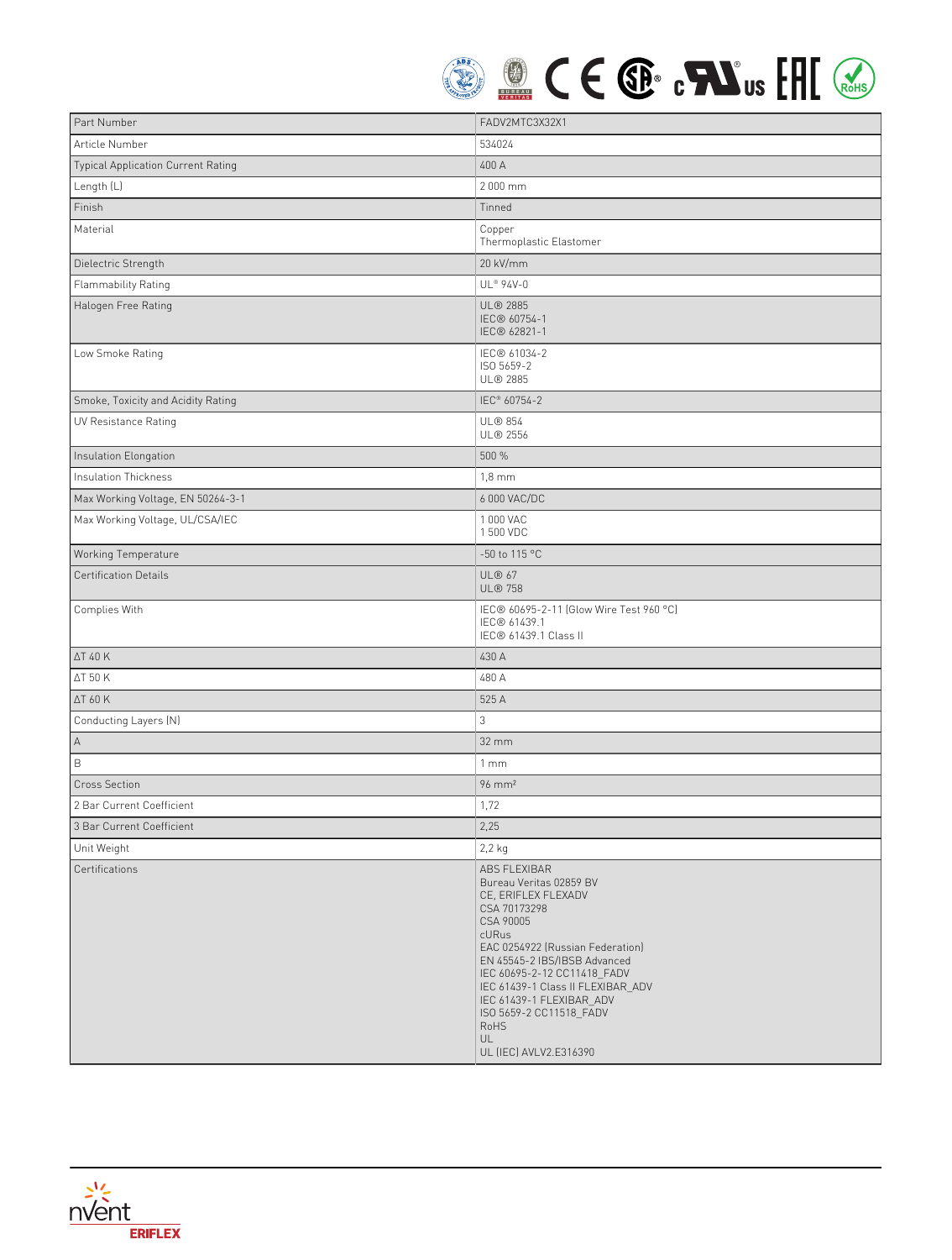| Part Number | FADV2MTC3X32X1 |
|---|---|
| Article Number | 534024 |
| Typical Application Current Rating | 400 A |
| Length (L) | 2 000 mm |
| Finish | Tinned |
| Material | Copper<br>Thermoplastic Elastomer |
| Dielectric Strength | 20 kV/mm |
| Flammability Rating | UL® 94V-0 |
| Halogen Free Rating | UL® 2885<br>IEC® 60754-1<br>IEC® 62821-1 |
| Low Smoke Rating | IEC® 61034-2<br>ISO 5659-2<br>UL® 2885 |
| Smoke, Toxicity and Acidity Rating | IEC® 60754-2 |
| UV Resistance Rating | UL® 854<br>UL® 2556 |
| Insulation Elongation | 500 % |
| Insulation Thickness | 1,8 mm |
| Max Working Voltage, EN 50264-3-1 | 6 000 VAC/DC |
| Max Working Voltage, UL/CSA/IEC | 1 000 VAC<br>1 500 VDC |
| Working Temperature | -50 to 115 °C |
| Certification Details | UL® 67<br>UL® 758 |
| Complies With | IEC® 60695-2-11 (Glow Wire Test 960 °C)<br>IEC® 61439.1<br>IEC® 61439.1 Class II |
| ΔT 40 K | 430 A |
| ΔT 50 K | 480 A |
| ΔT 60 K | 525 A |
| Conducting Layers (N) | 3 |
| A | 32 mm |
| B | 1 mm |
| Cross Section | 96 mm² |
| 2 Bar Current Coefficient | 1,72 |
| 3 Bar Current Coefficient | 2,25 |
| Unit Weight | 2,2 kg |
| Certifications | ABS FLEXIBAR<br>Bureau Veritas 02859 BV<br>CE, ERIFLEX FLEXADV<br>CSA 70173298<br>CSA 90005<br>cURus<br>EAC 0254922 (Russian Federation)<br>EN 45545-2 IBS/IBSB Advanced<br>IEC 60695-2-12 CC11418_FADV<br>IEC 61439-1 Class II FLEXIBAR_ADV<br>IEC 61439-1 FLEXIBAR_ADV<br>ISO 5659-2 CC11518_FADV<br>RoHS<br>UL<br>UL (IEC) AVLV2.E316390 |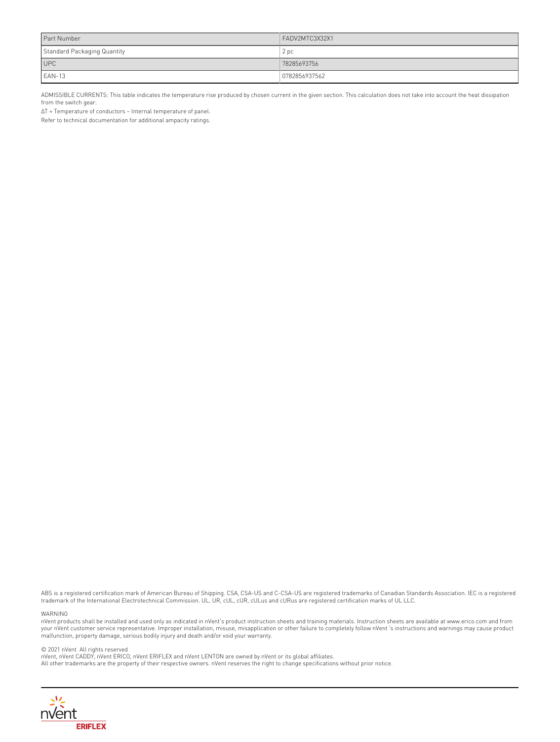| | |
|---|---|
| Part Number | FADV2MTC3X32X1 |
| Standard Packaging Quantity | 2 pc |
| UPC | 78285693756 |
| EAN-13 | 0782856937562 |

ADMISSIBLE CURRENTS: This table indicates the temperature rise produced by chosen current in the given section. This calculation does not take into account the heat dissipation from the switch gear.

$\Delta T$ = Temperature of conductors – Internal temperature of panel.

Refer to technical documentation for additional ampacity ratings.

ABS is a registered certification mark of American Bureau of Shipping. CSA, CSA-US and C-CSA-US are registered trademarks of Canadian Standards Association. IEC is a registered trademark of the International Electrotechnical Commission. UL, UR, cUL, cUR, cULus and cURus are registered certification marks of UL LLC.

WARNING

nVent products shall be installed and used only as indicated in nVent's product instruction sheets and training materials. Instruction sheets are available at www.erico.com and from your nVent customer service representative. Improper installation, misuse, misapplication or other failure to completely follow nVent 's instructions and warnings may cause product malfunction, property damage, serious bodily injury and death and/or void your warranty.

© 2021 nVent All rights reserved

nVent, nVent CADDY, nVent ERICO, nVent ERIFLEX and nVent LENTON are owned by nVent or its global affiliates.

All other trademarks are the property of their respective owners. nVent reserves the right to change specifications without prior notice.

nVent

ERIFLEX